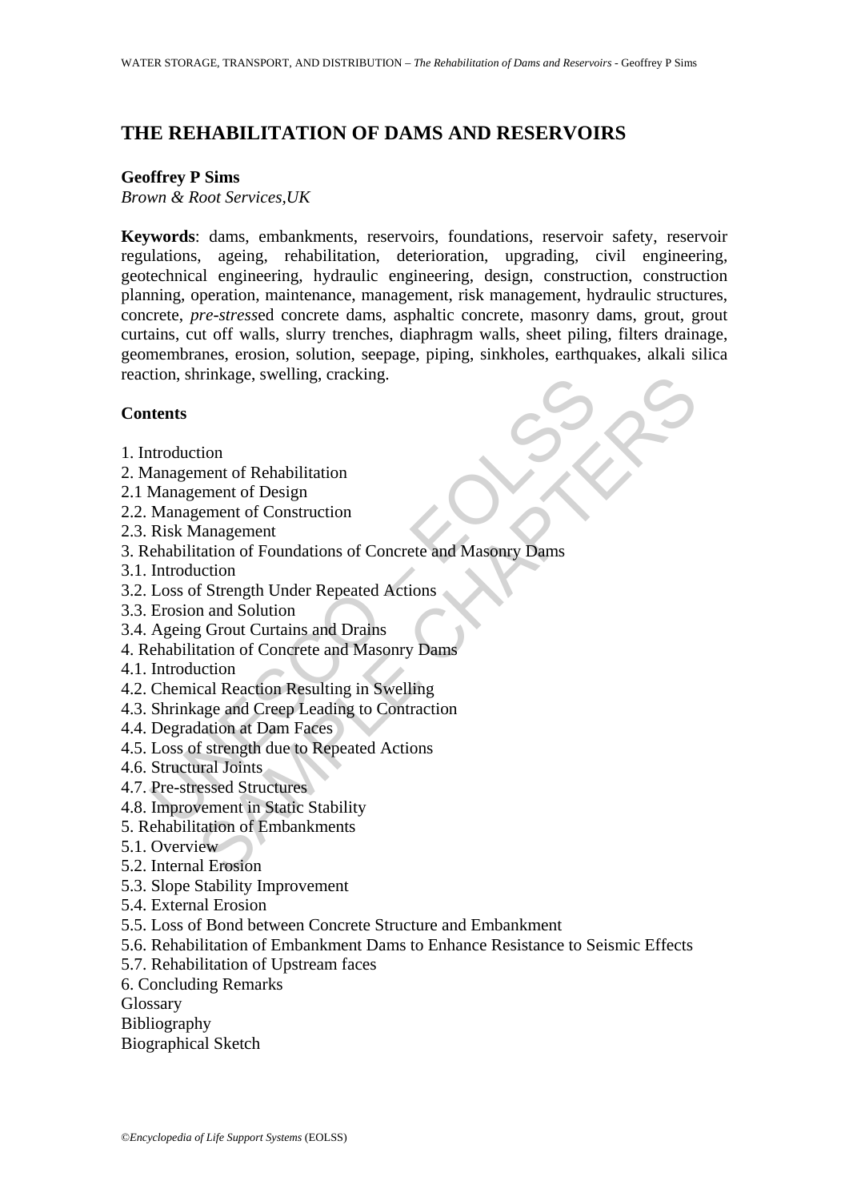# THE REHABILITATION OF DAMS AND RESERVOIRS

**Geoffrey P Sims**
*Brown & Root Services,UK*

**Keywords**: dams, embankments, reservoirs, foundations, reservoir safety, reservoir regulations, ageing, rehabilitation, deterioration, upgrading, civil engineering, geotechnical engineering, hydraulic engineering, design, construction, construction planning, operation, maintenance, management, risk management, hydraulic structures, concrete, *pre-stress*ed concrete dams, asphaltic concrete, masonry dams, grout, grout curtains, cut off walls, slurry trenches, diaphragm walls, sheet piling, filters drainage, geomembranes, erosion, solution, seepage, piping, sinkholes, earthquakes, alkali silica reaction, shrinkage, swelling, cracking.

## Contents

1. Introduction
2. Management of Rehabilitation
2.1 Management of Design
2.2. Management of Construction
2.3. Risk Management
3. Rehabilitation of Foundations of Concrete and Masonry Dams
3.1. Introduction
3.2. Loss of Strength Under Repeated Actions
3.3. Erosion and Solution
3.4. Ageing Grout Curtains and Drains
4. Rehabilitation of Concrete and Masonry Dams
4.1. Introduction
4.2. Chemical Reaction Resulting in Swelling
4.3. Shrinkage and Creep Leading to Contraction
4.4. Degradation at Dam Faces
4.5. Loss of strength due to Repeated Actions
4.6. Structural Joints
4.7. Pre-stressed Structures
4.8. Improvement in Static Stability
5. Rehabilitation of Embankments
5.1. Overview
5.2. Internal Erosion
5.3. Slope Stability Improvement
5.4. External Erosion
5.5. Loss of Bond between Concrete Structure and Embankment
5.6. Rehabilitation of Embankment Dams to Enhance Resistance to Seismic Effects
5.7. Rehabilitation of Upstream faces
6. Concluding Remarks
Glossary
Bibliography
Biographical Sketch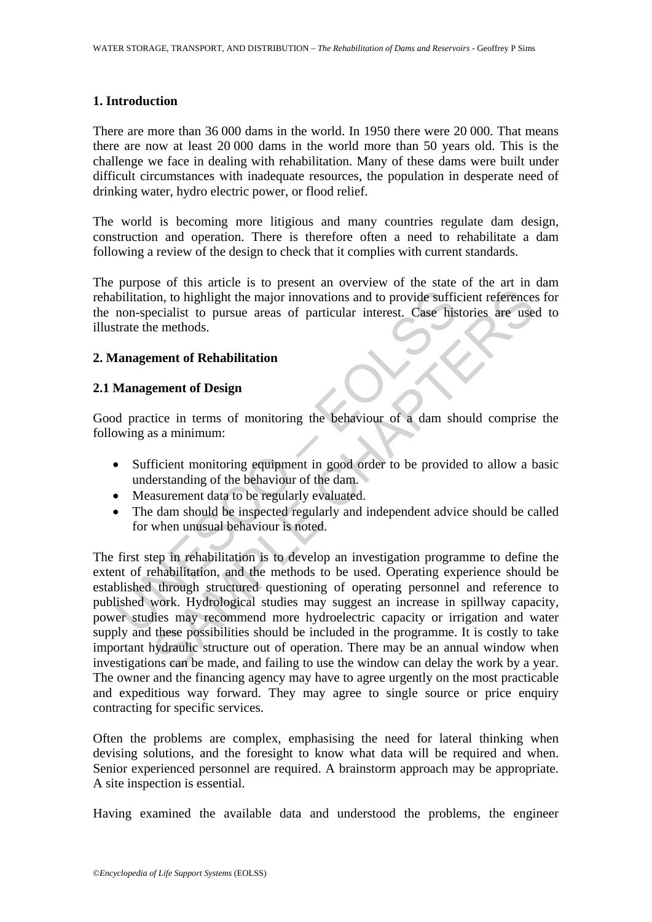## 1. Introduction

There are more than 36 000 dams in the world. In 1950 there were 20 000. That means there are now at least 20 000 dams in the world more than 50 years old. This is the challenge we face in dealing with rehabilitation. Many of these dams were built under difficult circumstances with inadequate resources, the population in desperate need of drinking water, hydro electric power, or flood relief.

The world is becoming more litigious and many countries regulate dam design, construction and operation. There is therefore often a need to rehabilitate a dam following a review of the design to check that it complies with current standards.

The purpose of this article is to present an overview of the state of the art in dam rehabilitation, to highlight the major innovations and to provide sufficient references for the non-specialist to pursue areas of particular interest. Case histories are used to illustrate the methods.

## 2. Management of Rehabilitation

### 2.1 Management of Design

Good practice in terms of monitoring the behaviour of a dam should comprise the following as a minimum:

- Sufficient monitoring equipment in good order to be provided to allow a basic understanding of the behaviour of the dam.
- Measurement data to be regularly evaluated.
- The dam should be inspected regularly and independent advice should be called for when unusual behaviour is noted.

The first step in rehabilitation is to develop an investigation programme to define the extent of rehabilitation, and the methods to be used. Operating experience should be established through structured questioning of operating personnel and reference to published work. Hydrological studies may suggest an increase in spillway capacity, power studies may recommend more hydroelectric capacity or irrigation and water supply and these possibilities should be included in the programme. It is costly to take important hydraulic structure out of operation. There may be an annual window when investigations can be made, and failing to use the window can delay the work by a year. The owner and the financing agency may have to agree urgently on the most practicable and expeditious way forward. They may agree to single source or price enquiry contracting for specific services.

Often the problems are complex, emphasising the need for lateral thinking when devising solutions, and the foresight to know what data will be required and when. Senior experienced personnel are required. A brainstorm approach may be appropriate. A site inspection is essential.

Having examined the available data and understood the problems, the engineer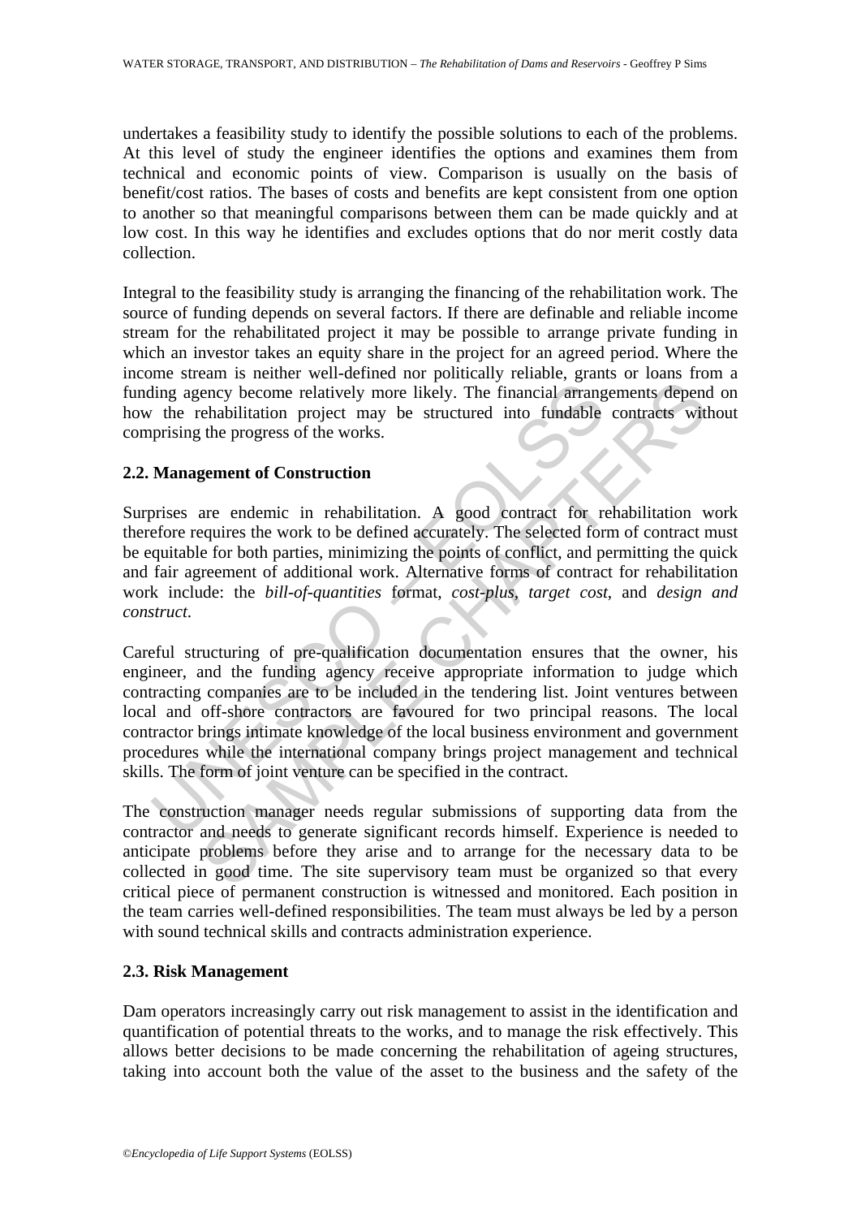undertakes a feasibility study to identify the possible solutions to each of the problems. At this level of study the engineer identifies the options and examines them from technical and economic points of view. Comparison is usually on the basis of benefit/cost ratios. The bases of costs and benefits are kept consistent from one option to another so that meaningful comparisons between them can be made quickly and at low cost. In this way he identifies and excludes options that do nor merit costly data collection.

Integral to the feasibility study is arranging the financing of the rehabilitation work. The source of funding depends on several factors. If there are definable and reliable income stream for the rehabilitated project it may be possible to arrange private funding in which an investor takes an equity share in the project for an agreed period. Where the income stream is neither well-defined nor politically reliable, grants or loans from a funding agency become relatively more likely. The financial arrangements depend on how the rehabilitation project may be structured into fundable contracts without comprising the progress of the works.

### 2.2. Management of Construction

Surprises are endemic in rehabilitation. A good contract for rehabilitation work therefore requires the work to be defined accurately. The selected form of contract must be equitable for both parties, minimizing the points of conflict, and permitting the quick and fair agreement of additional work. Alternative forms of contract for rehabilitation work include: the *bill-of-quantities* format, *cost-plus*, *target cost*, and *design and construct*.

Careful structuring of pre-qualification documentation ensures that the owner, his engineer, and the funding agency receive appropriate information to judge which contracting companies are to be included in the tendering list. Joint ventures between local and off-shore contractors are favoured for two principal reasons. The local contractor brings intimate knowledge of the local business environment and government procedures while the international company brings project management and technical skills. The form of joint venture can be specified in the contract.

The construction manager needs regular submissions of supporting data from the contractor and needs to generate significant records himself. Experience is needed to anticipate problems before they arise and to arrange for the necessary data to be collected in good time. The site supervisory team must be organized so that every critical piece of permanent construction is witnessed and monitored. Each position in the team carries well-defined responsibilities. The team must always be led by a person with sound technical skills and contracts administration experience.

### 2.3. Risk Management

Dam operators increasingly carry out risk management to assist in the identification and quantification of potential threats to the works, and to manage the risk effectively. This allows better decisions to be made concerning the rehabilitation of ageing structures, taking into account both the value of the asset to the business and the safety of the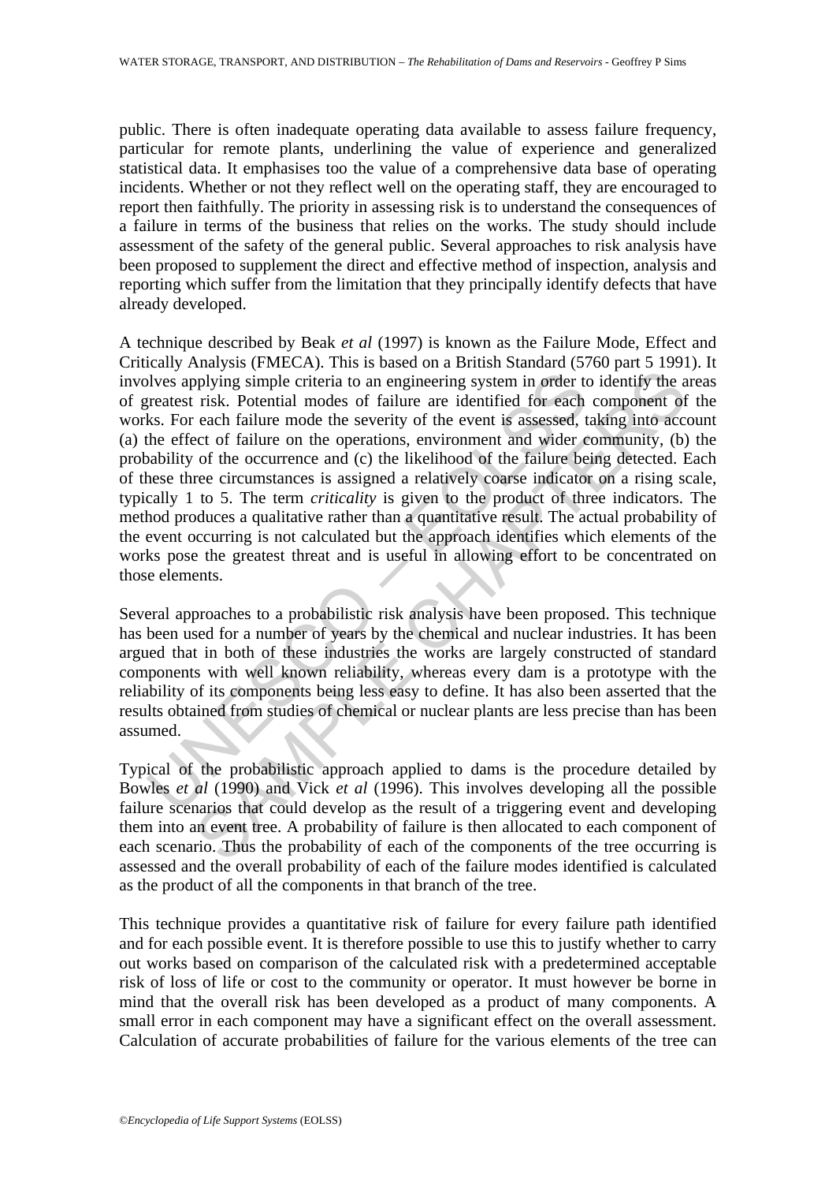public. There is often inadequate operating data available to assess failure frequency, particular for remote plants, underlining the value of experience and generalized statistical data. It emphasises too the value of a comprehensive data base of operating incidents. Whether or not they reflect well on the operating staff, they are encouraged to report then faithfully. The priority in assessing risk is to understand the consequences of a failure in terms of the business that relies on the works. The study should include assessment of the safety of the general public. Several approaches to risk analysis have been proposed to supplement the direct and effective method of inspection, analysis and reporting which suffer from the limitation that they principally identify defects that have already developed.

A technique described by Beak *et al* (1997) is known as the Failure Mode, Effect and Critically Analysis (FMECA). This is based on a British Standard (5760 part 5 1991). It involves applying simple criteria to an engineering system in order to identify the areas of greatest risk. Potential modes of failure are identified for each component of the works. For each failure mode the severity of the event is assessed, taking into account (a) the effect of failure on the operations, environment and wider community, (b) the probability of the occurrence and (c) the likelihood of the failure being detected. Each of these three circumstances is assigned a relatively coarse indicator on a rising scale, typically 1 to 5. The term *criticality* is given to the product of three indicators. The method produces a qualitative rather than a quantitative result. The actual probability of the event occurring is not calculated but the approach identifies which elements of the works pose the greatest threat and is useful in allowing effort to be concentrated on those elements.

Several approaches to a probabilistic risk analysis have been proposed. This technique has been used for a number of years by the chemical and nuclear industries. It has been argued that in both of these industries the works are largely constructed of standard components with well known reliability, whereas every dam is a prototype with the reliability of its components being less easy to define. It has also been asserted that the results obtained from studies of chemical or nuclear plants are less precise than has been assumed.

Typical of the probabilistic approach applied to dams is the procedure detailed by Bowles *et al* (1990) and Vick *et al* (1996). This involves developing all the possible failure scenarios that could develop as the result of a triggering event and developing them into an event tree. A probability of failure is then allocated to each component of each scenario. Thus the probability of each of the components of the tree occurring is assessed and the overall probability of each of the failure modes identified is calculated as the product of all the components in that branch of the tree.

This technique provides a quantitative risk of failure for every failure path identified and for each possible event. It is therefore possible to use this to justify whether to carry out works based on comparison of the calculated risk with a predetermined acceptable risk of loss of life or cost to the community or operator. It must however be borne in mind that the overall risk has been developed as a product of many components. A small error in each component may have a significant effect on the overall assessment. Calculation of accurate probabilities of failure for the various elements of the tree can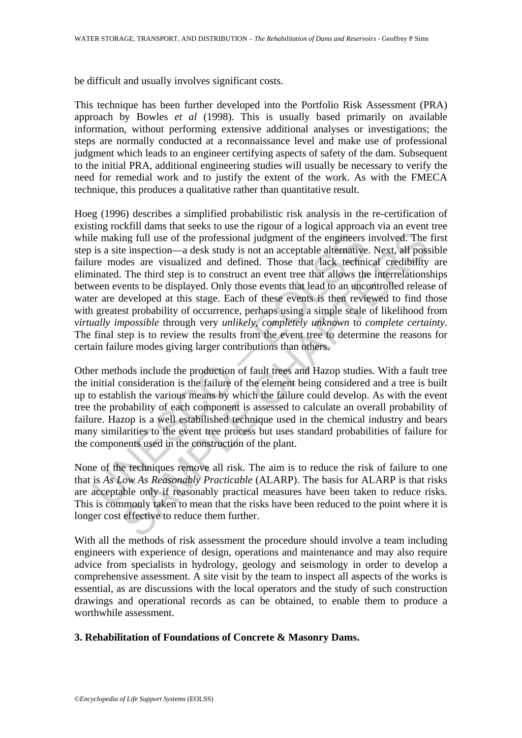be difficult and usually involves significant costs.

This technique has been further developed into the Portfolio Risk Assessment (PRA) approach by Bowles *et al* (1998). This is usually based primarily on available information, without performing extensive additional analyses or investigations; the steps are normally conducted at a reconnaissance level and make use of professional judgment which leads to an engineer certifying aspects of safety of the dam. Subsequent to the initial PRA, additional engineering studies will usually be necessary to verify the need for remedial work and to justify the extent of the work. As with the FMECA technique, this produces a qualitative rather than quantitative result.

Hoeg (1996) describes a simplified probabilistic risk analysis in the re-certification of existing rockfill dams that seeks to use the rigour of a logical approach via an event tree while making full use of the professional judgment of the engineers involved. The first step is a site inspection—a desk study is not an acceptable alternative. Next, all possible failure modes are visualized and defined. Those that lack technical credibility are eliminated. The third step is to construct an event tree that allows the interrelationships between events to be displayed. Only those events that lead to an uncontrolled release of water are developed at this stage. Each of these events is then reviewed to find those with greatest probability of occurrence, perhaps using a simple scale of likelihood from *virtually impossible* through very *unlikely*, *completely unknown* to *complete certainty*. The final step is to review the results from the event tree to determine the reasons for certain failure modes giving larger contributions than others.

Other methods include the production of fault trees and Hazop studies. With a fault tree the initial consideration is the failure of the element being considered and a tree is built up to establish the various means by which the failure could develop. As with the event tree the probability of each component is assessed to calculate an overall probability of failure. Hazop is a well estabilished technique used in the chemical industry and bears many similarities to the event tree process but uses standard probabilities of failure for the components used in the construction of the plant.

None of the techniques remove all risk. The aim is to reduce the risk of failure to one that is *As Low As Reasonably Practicable* (ALARP). The basis for ALARP is that risks are acceptable only if reasonably practical measures have been taken to reduce risks. This is commonly taken to mean that the risks have been reduced to the point where it is longer cost effective to reduce them further.

With all the methods of risk assessment the procedure should involve a team including engineers with experience of design, operations and maintenance and may also require advice from specialists in hydrology, geology and seismology in order to develop a comprehensive assessment. A site visit by the team to inspect all aspects of the works is essential, as are discussions with the local operators and the study of such construction drawings and operational records as can be obtained, to enable them to produce a worthwhile assessment.

## 3. Rehabilitation of Foundations of Concrete & Masonry Dams.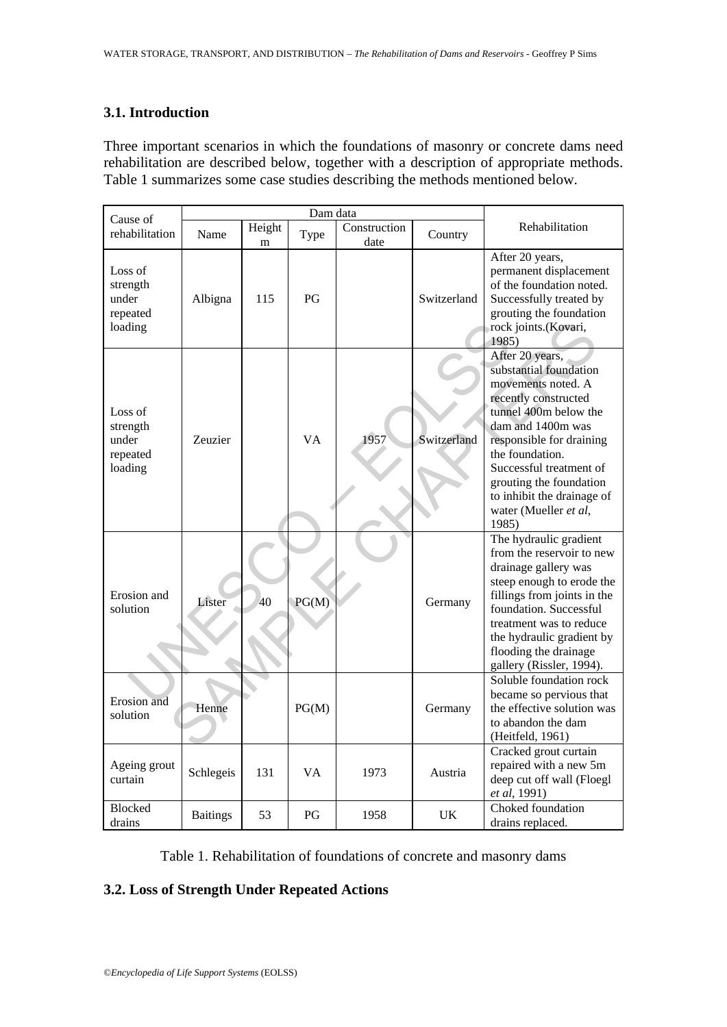### 3.1. Introduction

Three important scenarios in which the foundations of masonry or concrete dams need rehabilitation are described below, together with a description of appropriate methods. Table 1 summarizes some case studies describing the methods mentioned below.

| Cause of rehabilitation | Dam data | | | | | Rehabilitation |
|---|---|---|---|---|---|---|
| | Name | Height m | Type | Construction date | Country | |
| Loss of strength under repeated loading | Albigna | 115 | PG | | Switzerland | After 20 years, permanent displacement of the foundation noted. Successfully treated by grouting the foundation rock joints.(Kovari, 1985) |
| Loss of strength under repeated loading | Zeuzier | | VA | 1957 | Switzerland | After 20 years, substantial foundation movements noted. A recently constructed tunnel 400m below the dam and 1400m was responsible for draining the foundation. Successful treatment of grouting the foundation to inhibit the drainage of water (Mueller *et al*, 1985) |
| Erosion and solution | Lister | 40 | PG(M) | | Germany | The hydraulic gradient from the reservoir to new drainage gallery was steep enough to erode the fillings from joints in the foundation. Successful treatment was to reduce the hydraulic gradient by flooding the drainage gallery (Rissler, 1994). |
| Erosion and solution | Henne | | PG(M) | | Germany | Soluble foundation rock became so pervious that the effective solution was to abandon the dam (Heitfeld, 1961) |
| Ageing grout curtain | Schlegeis | 131 | VA | 1973 | Austria | Cracked grout curtain repaired with a new 5m deep cut off wall (Floegl *et al*, 1991) |
| Blocked drains | Baitings | 53 | PG | 1958 | UK | Choked foundation drains replaced. |

Table 1. Rehabilitation of foundations of concrete and masonry dams

### 3.2. Loss of Strength Under Repeated Actions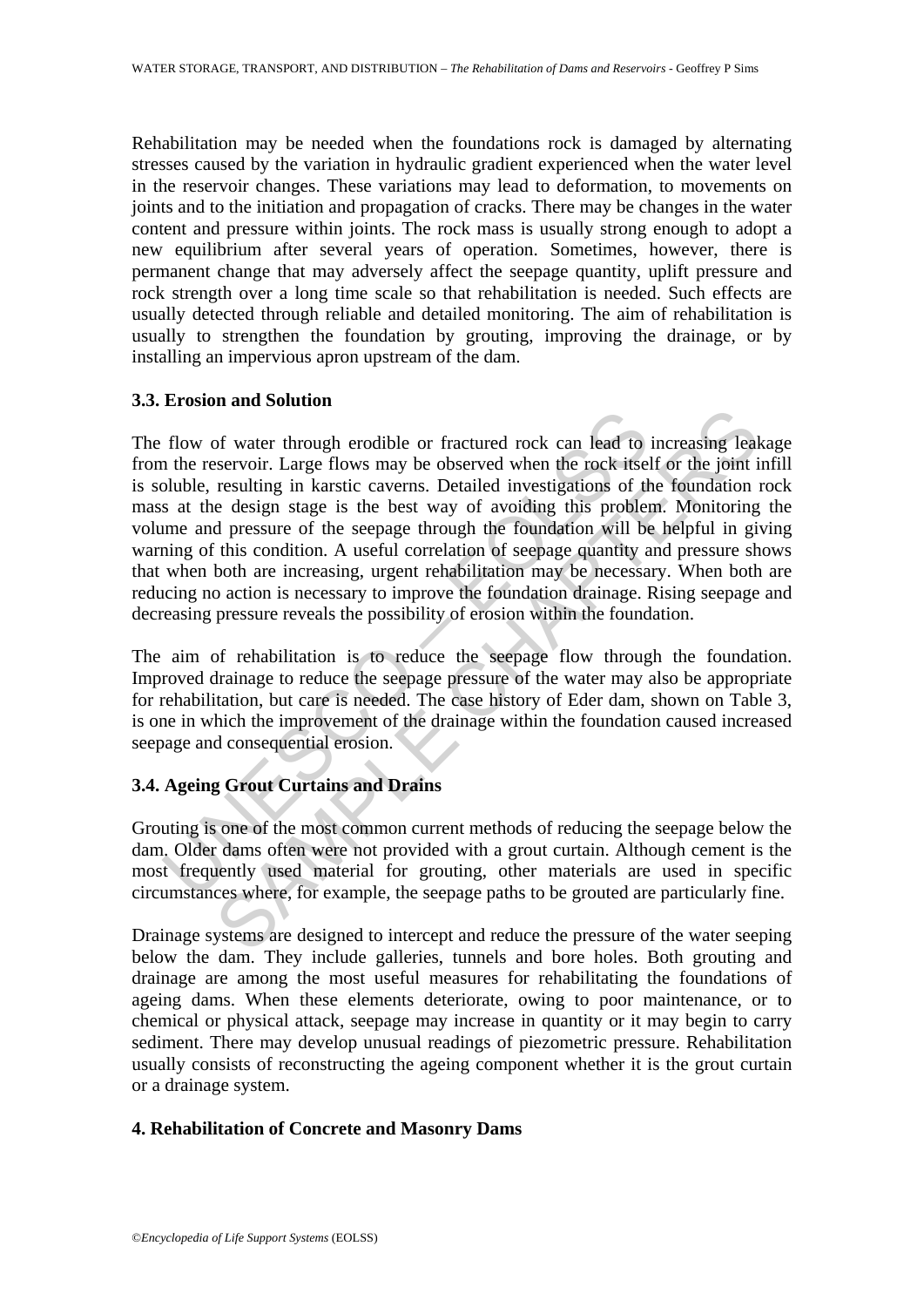Rehabilitation may be needed when the foundations rock is damaged by alternating stresses caused by the variation in hydraulic gradient experienced when the water level in the reservoir changes. These variations may lead to deformation, to movements on joints and to the initiation and propagation of cracks. There may be changes in the water content and pressure within joints. The rock mass is usually strong enough to adopt a new equilibrium after several years of operation. Sometimes, however, there is permanent change that may adversely affect the seepage quantity, uplift pressure and rock strength over a long time scale so that rehabilitation is needed. Such effects are usually detected through reliable and detailed monitoring. The aim of rehabilitation is usually to strengthen the foundation by grouting, improving the drainage, or by installing an impervious apron upstream of the dam.

### 3.3. Erosion and Solution

The flow of water through erodible or fractured rock can lead to increasing leakage from the reservoir. Large flows may be observed when the rock itself or the joint infill is soluble, resulting in karstic caverns. Detailed investigations of the foundation rock mass at the design stage is the best way of avoiding this problem. Monitoring the volume and pressure of the seepage through the foundation will be helpful in giving warning of this condition. A useful correlation of seepage quantity and pressure shows that when both are increasing, urgent rehabilitation may be necessary. When both are reducing no action is necessary to improve the foundation drainage. Rising seepage and decreasing pressure reveals the possibility of erosion within the foundation.

The aim of rehabilitation is to reduce the seepage flow through the foundation. Improved drainage to reduce the seepage pressure of the water may also be appropriate for rehabilitation, but care is needed. The case history of Eder dam, shown on Table 3, is one in which the improvement of the drainage within the foundation caused increased seepage and consequential erosion.

### 3.4. Ageing Grout Curtains and Drains

Grouting is one of the most common current methods of reducing the seepage below the dam. Older dams often were not provided with a grout curtain. Although cement is the most frequently used material for grouting, other materials are used in specific circumstances where, for example, the seepage paths to be grouted are particularly fine.

Drainage systems are designed to intercept and reduce the pressure of the water seeping below the dam. They include galleries, tunnels and bore holes. Both grouting and drainage are among the most useful measures for rehabilitating the foundations of ageing dams. When these elements deteriorate, owing to poor maintenance, or to chemical or physical attack, seepage may increase in quantity or it may begin to carry sediment. There may develop unusual readings of piezometric pressure. Rehabilitation usually consists of reconstructing the ageing component whether it is the grout curtain or a drainage system.

## 4. Rehabilitation of Concrete and Masonry Dams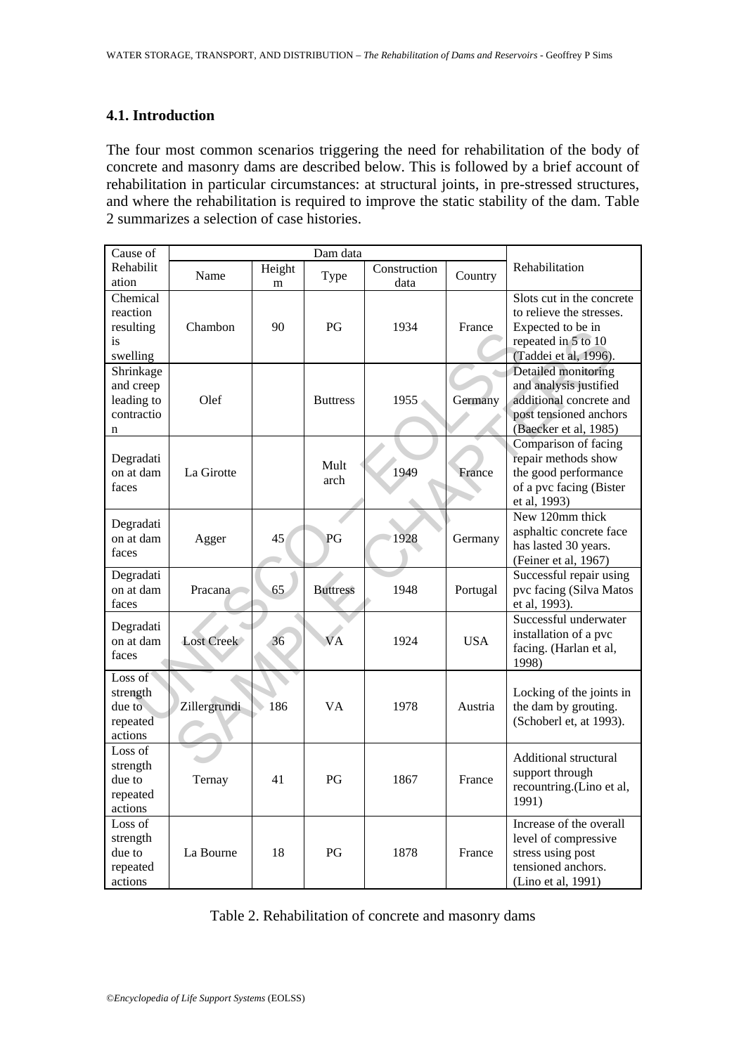### 4.1. Introduction

The four most common scenarios triggering the need for rehabilitation of the body of concrete and masonry dams are described below. This is followed by a brief account of rehabilitation in particular circumstances: at structural joints, in pre-stressed structures, and where the rehabilitation is required to improve the static stability of the dam. Table 2 summarizes a selection of case histories.

| Cause of Rehabilitation | Dam data | | | | | Rehabilitation |
|---|---|---|---|---|---|---|
| | Name | Height m | Type | Construction data | Country | |
| Chemical reaction resulting is swelling | Chambon | 90 | PG | 1934 | France | Slots cut in the concrete to relieve the stresses. Expected to be in repeated in 5 to 10 (Taddei et al, 1996). |
| Shrinkage and creep leading to contraction | Olef | | Buttress | 1955 | Germany | Detailed monitoring and analysis justified additional concrete and post tensioned anchors (Baecker et al, 1985) |
| Degradation at dam faces | La Girotte | | Mult arch | 1949 | France | Comparison of facing repair methods show the good performance of a pvc facing (Bister et al, 1993) |
| Degradation at dam faces | Agger | 45 | PG | 1928 | Germany | New 120mm thick asphaltic concrete face has lasted 30 years. (Feiner et al, 1967) |
| Degradation at dam faces | Pracana | 65 | Buttress | 1948 | Portugal | Successful repair using pvc facing (Silva Matos et al, 1993). |
| Degradation at dam faces | Lost Creek | 36 | VA | 1924 | USA | Successful underwater installation of a pvc facing. (Harlan et al, 1998) |
| Loss of strength due to repeated actions | Zillergrundi | 186 | VA | 1978 | Austria | Locking of the joints in the dam by grouting. (Schoberl et, at 1993). |
| Loss of strength due to repeated actions | Ternay | 41 | PG | 1867 | France | Additional structural support through recountring.(Lino et al, 1991) |
| Loss of strength due to repeated actions | La Bourne | 18 | PG | 1878 | France | Increase of the overall level of compressive stress using post tensioned anchors. (Lino et al, 1991) |

Table 2. Rehabilitation of concrete and masonry dams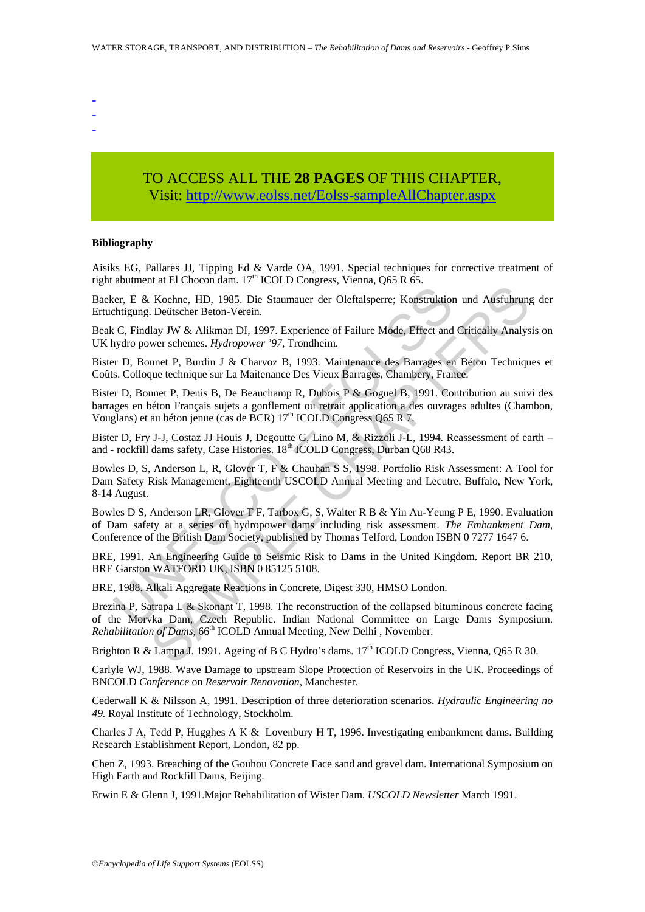-
-
-

TO ACCESS ALL THE **28 PAGES** OF THIS CHAPTER,
Visit: http://www.eolss.net/Eolss-sampleAllChapter.aspx

**Bibliography**

Aisiks EG, Pallares JJ, Tipping Ed & Varde OA, 1991. Special techniques for corrective treatment of right abutment at El Chocon dam. 17th ICOLD Congress, Vienna, Q65 R 65.

Baeker, E & Koehne, HD, 1985. Die Staumauer der Oleftalsperre; Konstruktion und Ausfuhrung der Ertuchtigung. Deütscher Beton-Verein.

Beak C, Findlay JW & Alikman DI, 1997. Experience of Failure Mode, Effect and Critically Analysis on UK hydro power schemes. *Hydropower '97*, Trondheim.

Bister D, Bonnet P, Burdin J & Charvoz B, 1993. Maintenance des Barrages en Béton Techniques et Coûts. Colloque technique sur La Maitenance Des Vieux Barrages, Chambery, France.

Bister D, Bonnet P, Denis B, De Beauchamp R, Dubois P & Goguel B, 1991. Contribution au suivi des barrages en béton Français sujets a gonflement ou retrait application a des ouvrages adultes (Chambon, Vouglans) et au béton jenue (cas de BCR) 17th ICOLD Congress Q65 R 7.

Bister D, Fry J-J, Costaz JJ Houis J, Degoutte G, Lino M, & Rizzoli J-L, 1994. Reassessment of earth – and - rockfill dams safety, Case Histories. 18th ICOLD Congress, Durban Q68 R43.

Bowles D, S, Anderson L, R, Glover T, F & Chauhan S S, 1998. Portfolio Risk Assessment: A Tool for Dam Safety Risk Management, Eighteenth USCOLD Annual Meeting and Lecutre, Buffalo, New York, 8-14 August.

Bowles D S, Anderson LR, Glover T F, Tarbox G, S, Waiter R B & Yin Au-Yeung P E, 1990. Evaluation of Dam safety at a series of hydropower dams including risk assessment. *The Embankment Dam*, Conference of the British Dam Society, published by Thomas Telford, London ISBN 0 7277 1647 6.

BRE, 1991. An Engineering Guide to Seismic Risk to Dams in the United Kingdom. Report BR 210, BRE Garston WATFORD UK, ISBN 0 85125 5108.

BRE, 1988. Alkali Aggregate Reactions in Concrete, Digest 330, HMSO London.

Brezina P, Satrapa L & Skonant T, 1998. The reconstruction of the collapsed bituminous concrete facing of the Morvka Dam, Czech Republic. Indian National Committee on Large Dams Symposium. *Rehabilitation of Dams*, 66th ICOLD Annual Meeting, New Delhi , November.

Brighton R & Lampa J. 1991. Ageing of B C Hydro's dams. 17th ICOLD Congress, Vienna, Q65 R 30.

Carlyle WJ, 1988. Wave Damage to upstream Slope Protection of Reservoirs in the UK. Proceedings of BNCOLD *Conference* on *Reservoir Renovation*, Manchester.

Cederwall K & Nilsson A, 1991. Description of three deterioration scenarios. *Hydraulic Engineering no 49.* Royal Institute of Technology, Stockholm.

Charles J A, Tedd P, Hugghes A K & Lovenbury H T, 1996. Investigating embankment dams. Building Research Establishment Report, London, 82 pp.

Chen Z, 1993. Breaching of the Gouhou Concrete Face sand and gravel dam. International Symposium on High Earth and Rockfill Dams, Beijing.

Erwin E & Glenn J, 1991.Major Rehabilitation of Wister Dam. *USCOLD Newsletter* March 1991.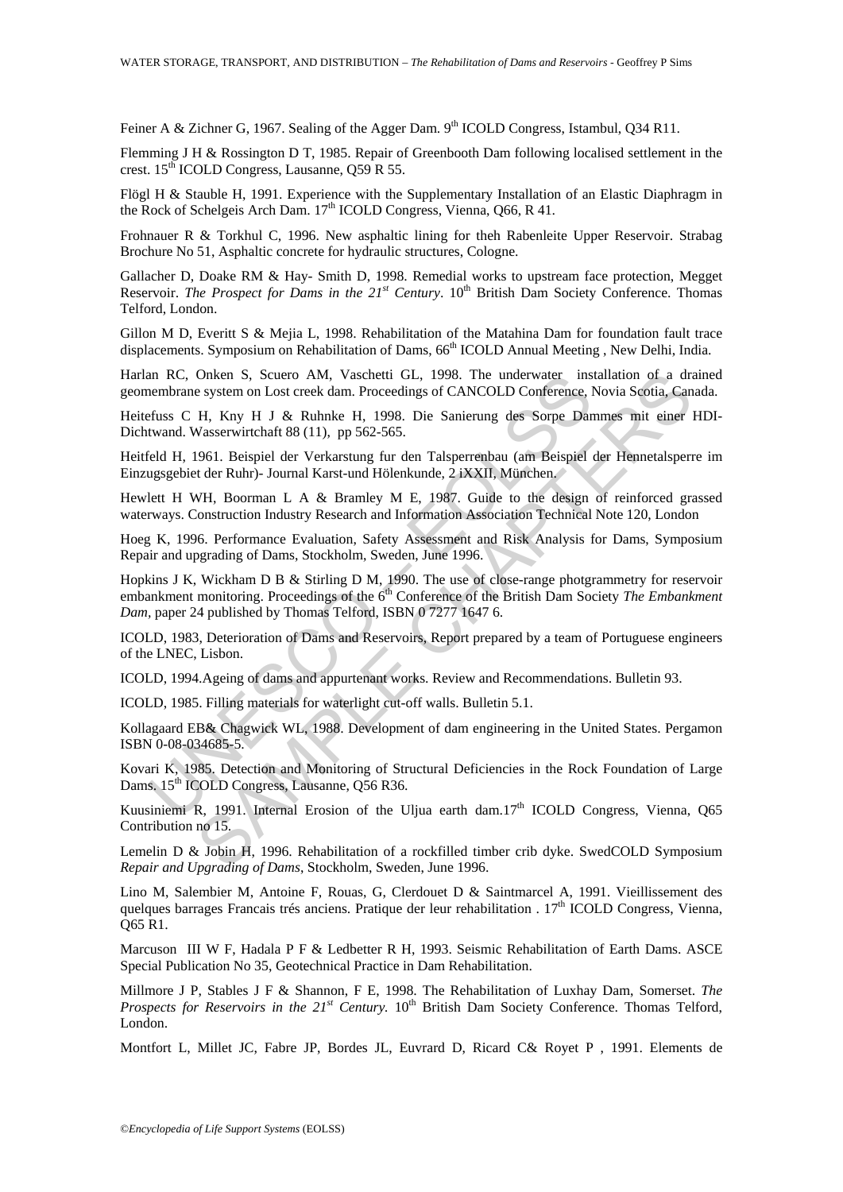Feiner A & Zichner G, 1967. Sealing of the Agger Dam. 9th ICOLD Congress, Istambul, Q34 R11.

Flemming J H & Rossington D T, 1985. Repair of Greenbooth Dam following localised settlement in the crest. 15th ICOLD Congress, Lausanne, Q59 R 55.

Flögl H & Stauble H, 1991. Experience with the Supplementary Installation of an Elastic Diaphragm in the Rock of Schelgeis Arch Dam. 17th ICOLD Congress, Vienna, Q66, R 41.

Frohnauer R & Torkhul C, 1996. New asphaltic lining for theh Rabenleite Upper Reservoir. Strabag Brochure No 51, Asphaltic concrete for hydraulic structures, Cologne.

Gallacher D, Doake RM & Hay- Smith D, 1998. Remedial works to upstream face protection, Megget Reservoir. *The Prospect for Dams in the 21st Century*. 10th British Dam Society Conference. Thomas Telford, London.

Gillon M D, Everitt S & Mejia L, 1998. Rehabilitation of the Matahina Dam for foundation fault trace displacements. Symposium on Rehabilitation of Dams, 66th ICOLD Annual Meeting , New Delhi, India.

Harlan RC, Onken S, Scuero AM, Vaschetti GL, 1998. The underwater installation of a drained geomembrane system on Lost creek dam. Proceedings of CANCOLD Conference, Novia Scotia, Canada.

Heitefuss C H, Kny H J & Ruhnke H, 1998. Die Sanierung des Sorpe Dammes mit einer HDI-Dichtwand. Wasserwirtchaft 88 (11), pp 562-565.

Heitfeld H, 1961. Beispiel der Verkarstung fur den Talsperrenbau (am Beispiel der Hennetalsperre im Einzugsgebiet der Ruhr)- Journal Karst-und Hölenkunde, 2 iXXII, München.

Hewlett H WH, Boorman L A & Bramley M E, 1987. Guide to the design of reinforced grassed waterways. Construction Industry Research and Information Association Technical Note 120, London

Hoeg K, 1996. Performance Evaluation, Safety Assessment and Risk Analysis for Dams, Symposium Repair and upgrading of Dams, Stockholm, Sweden, June 1996.

Hopkins J K, Wickham D B & Stirling D M, 1990. The use of close-range photgrammetry for reservoir embankment monitoring. Proceedings of the 6th Conference of the British Dam Society *The Embankment Dam*, paper 24 published by Thomas Telford, ISBN 0 7277 1647 6.

ICOLD, 1983, Deterioration of Dams and Reservoirs, Report prepared by a team of Portuguese engineers of the LNEC, Lisbon.

ICOLD, 1994.Ageing of dams and appurtenant works. Review and Recommendations. Bulletin 93.

ICOLD, 1985. Filling materials for waterlight cut-off walls. Bulletin 5.1.

Kollagaard EB& Chagwick WL, 1988. Development of dam engineering in the United States. Pergamon ISBN 0-08-034685-5.

Kovari K, 1985. Detection and Monitoring of Structural Deficiencies in the Rock Foundation of Large Dams. 15th ICOLD Congress, Lausanne, Q56 R36.

Kuusiniemi R, 1991. Internal Erosion of the Uljua earth dam.17th ICOLD Congress, Vienna, Q65 Contribution no 15.

Lemelin D & Jobin H, 1996. Rehabilitation of a rockfilled timber crib dyke. SwedCOLD Symposium *Repair and Upgrading of Dams*, Stockholm, Sweden, June 1996.

Lino M, Salembier M, Antoine F, Rouas, G, Clerdouet D & Saintmarcel A, 1991. Vieillissement des quelques barrages Francais trés anciens. Pratique der leur rehabilitation . 17th ICOLD Congress, Vienna, Q65 R1.

Marcuson III W F, Hadala P F & Ledbetter R H, 1993. Seismic Rehabilitation of Earth Dams. ASCE Special Publication No 35, Geotechnical Practice in Dam Rehabilitation.

Millmore J P, Stables J F & Shannon, F E, 1998. The Rehabilitation of Luxhay Dam, Somerset. *The Prospects for Reservoirs in the 21st Century.* 10th British Dam Society Conference. Thomas Telford, London.

Montfort L, Millet JC, Fabre JP, Bordes JL, Euvrard D, Ricard C& Royet P , 1991. Elements de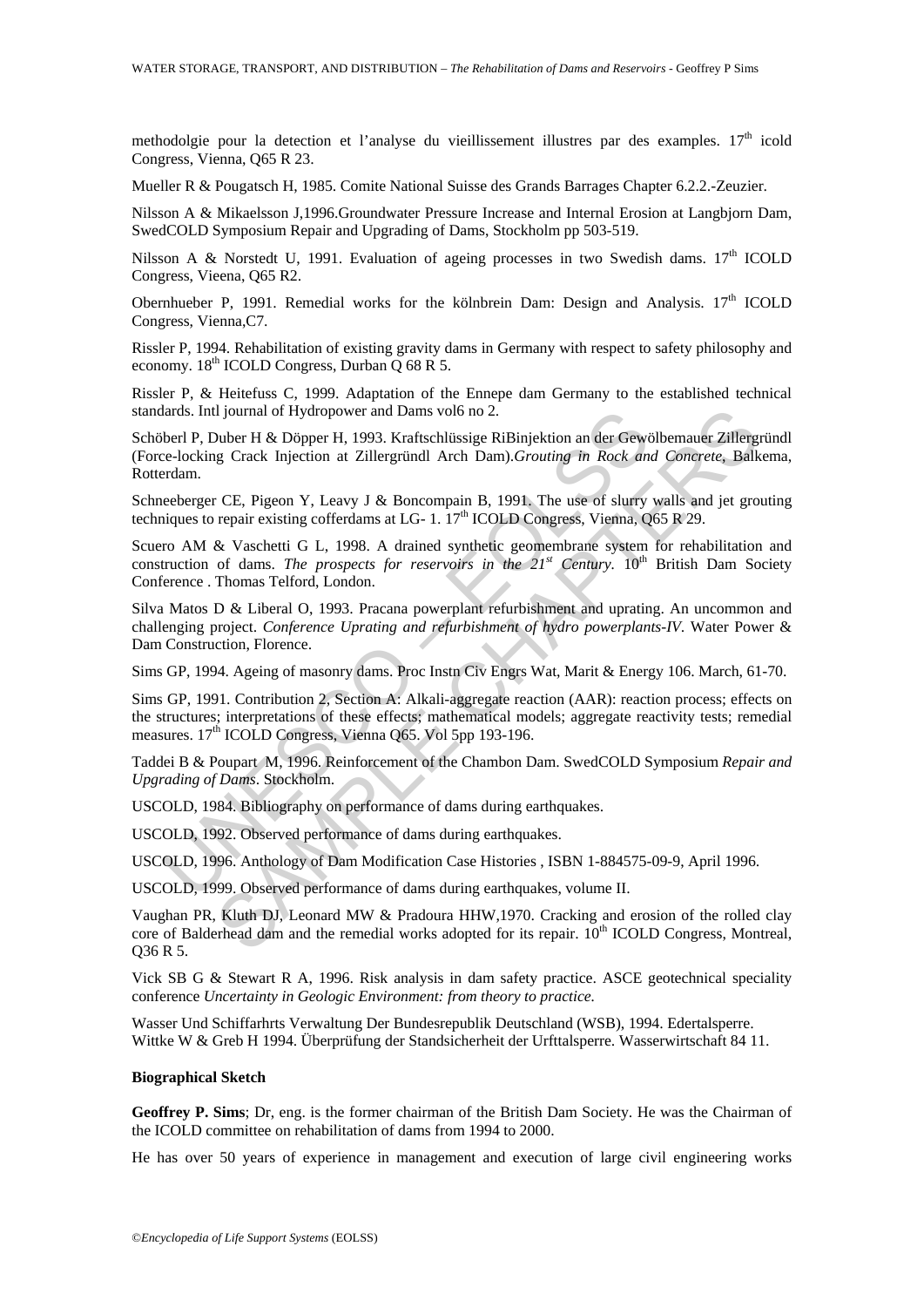methodolgie pour la detection et l'analyse du vieillissement illustres par des examples. 17th icold Congress, Vienna, Q65 R 23.

Mueller R & Pougatsch H, 1985. Comite National Suisse des Grands Barrages Chapter 6.2.2.-Zeuzier.

Nilsson A & Mikaelsson J,1996.Groundwater Pressure Increase and Internal Erosion at Langbjorn Dam, SwedCOLD Symposium Repair and Upgrading of Dams, Stockholm pp 503-519.

Nilsson A & Norstedt U, 1991. Evaluation of ageing processes in two Swedish dams. 17th ICOLD Congress, Vieena, Q65 R2.

Obernhueber P, 1991. Remedial works for the kölnbrein Dam: Design and Analysis. 17th ICOLD Congress, Vienna,C7.

Rissler P, 1994. Rehabilitation of existing gravity dams in Germany with respect to safety philosophy and economy. 18th ICOLD Congress, Durban Q 68 R 5.

Rissler P, & Heitefuss C, 1999. Adaptation of the Ennepe dam Germany to the established technical standards. Intl journal of Hydropower and Dams vol6 no 2.

Schöberl P, Duber H & Döpper H, 1993. Kraftschlüssige RiBinjektion an der Gewölbemauer Zillergründl (Force-locking Crack Injection at Zillergründl Arch Dam).*Grouting in Rock and Concrete*, Balkema, Rotterdam.

Schneeberger CE, Pigeon Y, Leavy J & Boncompain B, 1991. The use of slurry walls and jet grouting techniques to repair existing cofferdams at LG- 1. 17th ICOLD Congress, Vienna, Q65 R 29.

Scuero AM & Vaschetti G L, 1998. A drained synthetic geomembrane system for rehabilitation and construction of dams. *The prospects for reservoirs in the 21st Century*. 10th British Dam Society Conference . Thomas Telford, London.

Silva Matos D & Liberal O, 1993. Pracana powerplant refurbishment and uprating. An uncommon and challenging project. *Conference Uprating and refurbishment of hydro powerplants-IV*. Water Power & Dam Construction, Florence.

Sims GP, 1994. Ageing of masonry dams. Proc Instn Civ Engrs Wat, Marit & Energy 106. March, 61-70.

Sims GP, 1991. Contribution 2, Section A: Alkali-aggregate reaction (AAR): reaction process; effects on the structures; interpretations of these effects; mathematical models; aggregate reactivity tests; remedial measures. 17th ICOLD Congress, Vienna Q65. Vol 5pp 193-196.

Taddei B & Poupart M, 1996. Reinforcement of the Chambon Dam. SwedCOLD Symposium *Repair and Upgrading of Dams*. Stockholm.

USCOLD, 1984. Bibliography on performance of dams during earthquakes.

USCOLD, 1992. Observed performance of dams during earthquakes.

USCOLD, 1996. Anthology of Dam Modification Case Histories , ISBN 1-884575-09-9, April 1996.

USCOLD, 1999. Observed performance of dams during earthquakes, volume II.

Vaughan PR, Kluth DJ, Leonard MW & Pradoura HHW,1970. Cracking and erosion of the rolled clay core of Balderhead dam and the remedial works adopted for its repair. 10th ICOLD Congress, Montreal, Q36 R 5.

Vick SB G & Stewart R A, 1996. Risk analysis in dam safety practice. ASCE geotechnical speciality conference *Uncertainty in Geologic Environment: from theory to practice.*

Wasser Und Schiffarhrts Verwaltung Der Bundesrepublik Deutschland (WSB), 1994. Edertalsperre.
Wittke W & Greb H 1994. Überprüfung der Standsicherheit der Urfttalsperre. Wasserwirtschaft 84 11.

**Biographical Sketch**

**Geoffrey P. Sims**; Dr, eng. is the former chairman of the British Dam Society. He was the Chairman of the ICOLD committee on rehabilitation of dams from 1994 to 2000.

He has over 50 years of experience in management and execution of large civil engineering works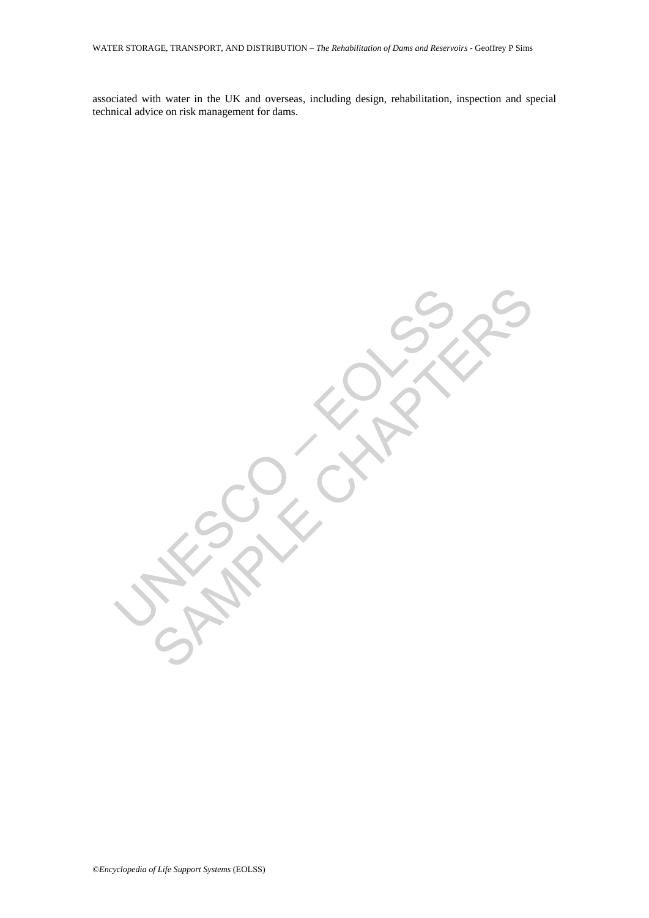associated with water in the UK and overseas, including design, rehabilitation, inspection and special technical advice on risk management for dams.